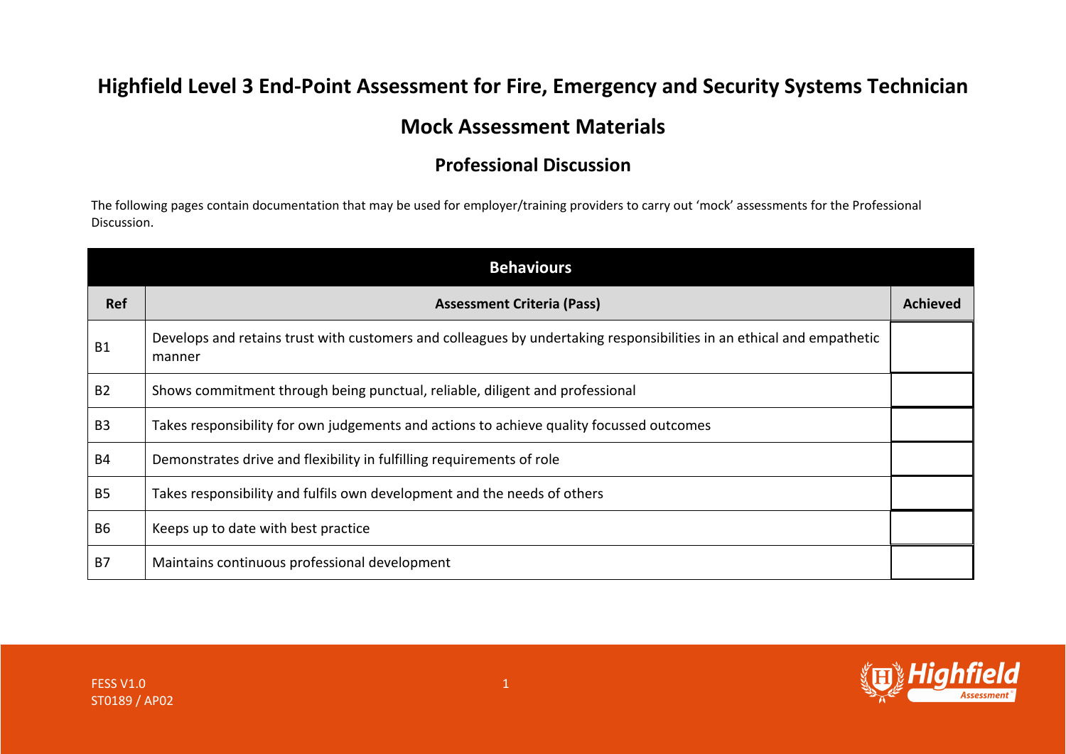# Highfield Level 3 End-Point Assessment for Fire, Emergency and Security Systems Technician

## Mock Assessment Materials

### Professional Discussion

The following pages contain documentation that may be used for employer/training providers to carry out 'mock' assessments for the Professional Discussion.

| Behaviours | | |
|---|---|---|
| **Ref** | **Assessment Criteria (Pass)** | **Achieved** |
| B1 | Develops and retains trust with customers and colleagues by undertaking responsibilities in an ethical and empathetic manner | |
| B2 | Shows commitment through being punctual, reliable, diligent and professional | |
| B3 | Takes responsibility for own judgements and actions to achieve quality focussed outcomes | |
| B4 | Demonstrates drive and flexibility in fulfilling requirements of role | |
| B5 | Takes responsibility and fulfils own development and the needs of others | |
| B6 | Keeps up to date with best practice | |
| B7 | Maintains continuous professional development | |

FESS V1.0
ST0189 / AP02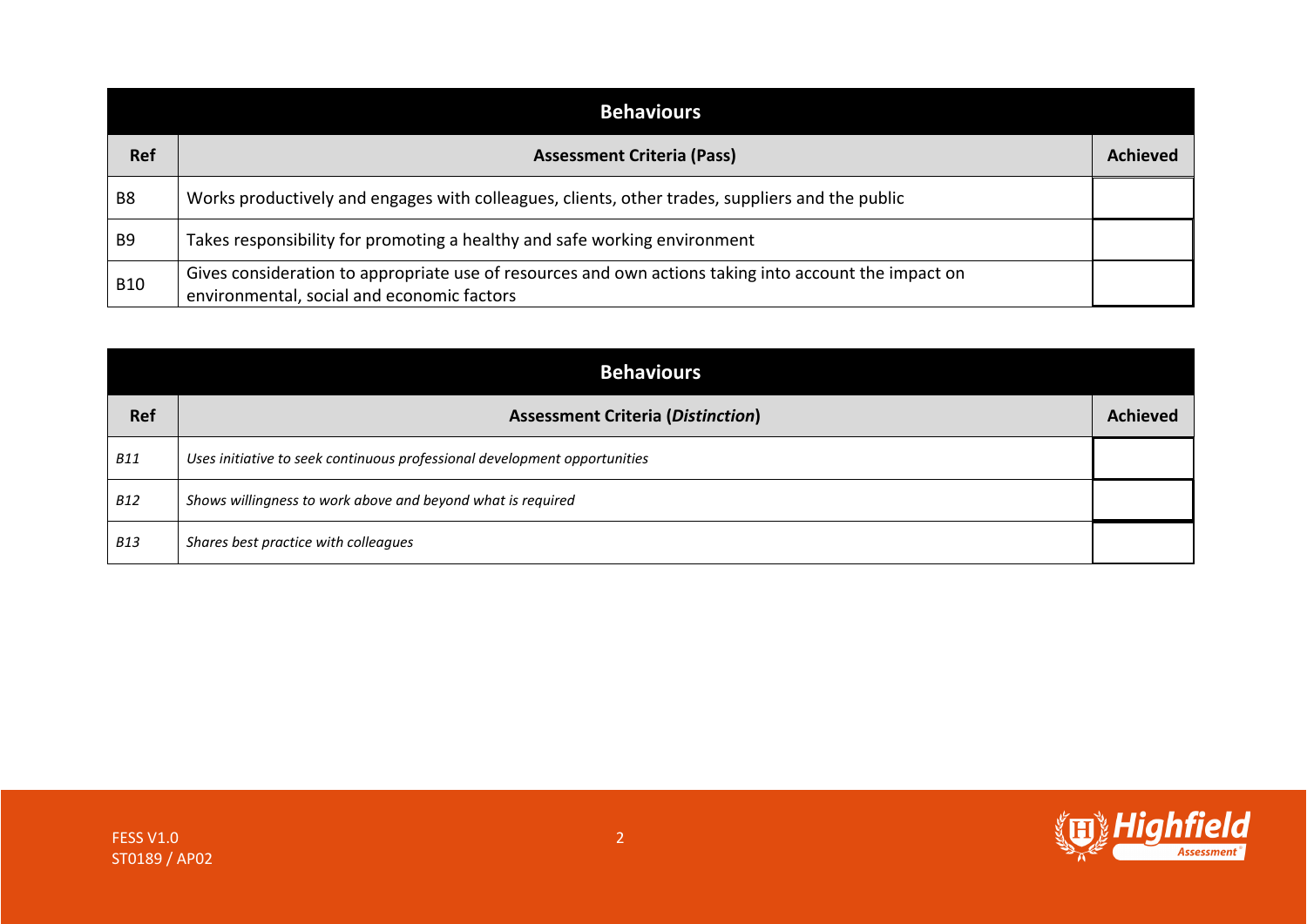| Behaviours | | |
|---|---|---|
| **Ref** | **Assessment Criteria (Pass)** | **Achieved** |
| B8 | Works productively and engages with colleagues, clients, other trades, suppliers and the public | |
| B9 | Takes responsibility for promoting a healthy and safe working environment | |
| B10 | Gives consideration to appropriate use of resources and own actions taking into account the impact on environmental, social and economic factors | |

| Behaviours | | |
|---|---|---|
| **Ref** | **Assessment Criteria (*Distinction*)** | **Achieved** |
| *B11* | *Uses initiative to seek continuous professional development opportunities* | |
| *B12* | *Shows willingness to work above and beyond what is required* | |
| *B13* | *Shares best practice with colleagues* | |